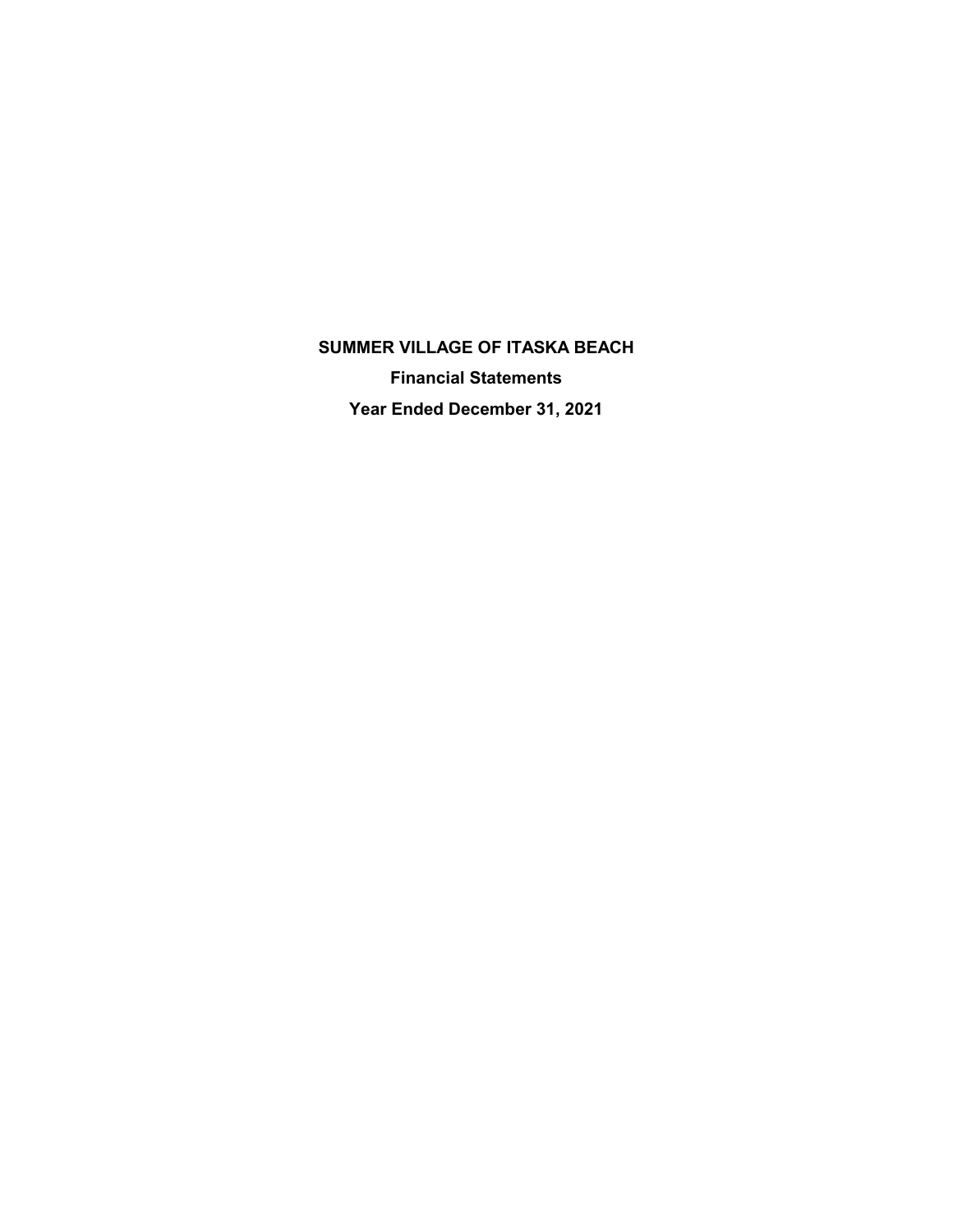# SUMMER VILLAGE OF ITASKA BEACH

## Financial Statements

## Year Ended December 31, 2021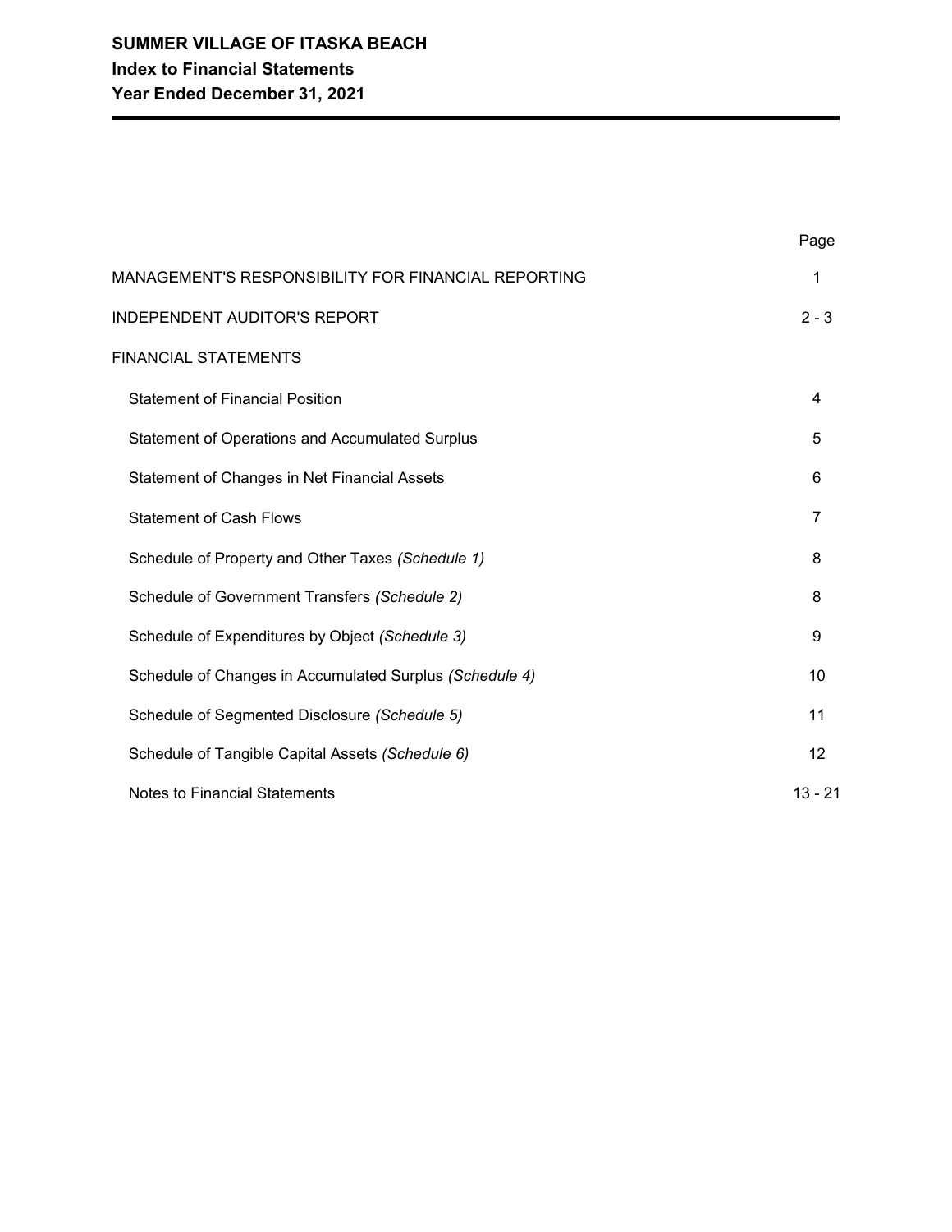# SUMMER VILLAGE OF ITASKA BEACH
## Index to Financial Statements
## Year Ended December 31, 2021

| | Page |
|---|---|
| MANAGEMENT'S RESPONSIBILITY FOR FINANCIAL REPORTING | 1 |
| INDEPENDENT AUDITOR'S REPORT | 2 - 3 |
| FINANCIAL STATEMENTS | |
| Statement of Financial Position | 4 |
| Statement of Operations and Accumulated Surplus | 5 |
| Statement of Changes in Net Financial Assets | 6 |
| Statement of Cash Flows | 7 |
| Schedule of Property and Other Taxes *(Schedule 1)* | 8 |
| Schedule of Government Transfers *(Schedule 2)* | 8 |
| Schedule of Expenditures by Object *(Schedule 3)* | 9 |
| Schedule of Changes in Accumulated Surplus *(Schedule 4)* | 10 |
| Schedule of Segmented Disclosure *(Schedule 5)* | 11 |
| Schedule of Tangible Capital Assets *(Schedule 6)* | 12 |
| Notes to Financial Statements | 13 - 21 |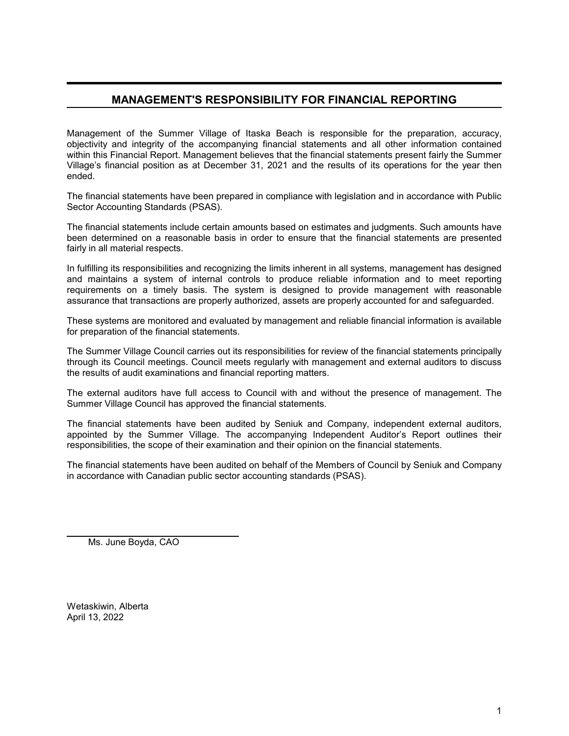## MANAGEMENT'S RESPONSIBILITY FOR FINANCIAL REPORTING

Management of the Summer Village of Itaska Beach is responsible for the preparation, accuracy, objectivity and integrity of the accompanying financial statements and all other information contained within this Financial Report. Management believes that the financial statements present fairly the Summer Village's financial position as at December 31, 2021 and the results of its operations for the year then ended.

The financial statements have been prepared in compliance with legislation and in accordance with Public Sector Accounting Standards (PSAS).

The financial statements include certain amounts based on estimates and judgments. Such amounts have been determined on a reasonable basis in order to ensure that the financial statements are presented fairly in all material respects.

In fulfilling its responsibilities and recognizing the limits inherent in all systems, management has designed and maintains a system of internal controls to produce reliable information and to meet reporting requirements on a timely basis. The system is designed to provide management with reasonable assurance that transactions are properly authorized, assets are properly accounted for and safeguarded.

These systems are monitored and evaluated by management and reliable financial information is available for preparation of the financial statements.

The Summer Village Council carries out its responsibilities for review of the financial statements principally through its Council meetings. Council meets regularly with management and external auditors to discuss the results of audit examinations and financial reporting matters.

The external auditors have full access to Council with and without the presence of management. The Summer Village Council has approved the financial statements.

The financial statements have been audited by Seniuk and Company, independent external auditors, appointed by the Summer Village. The accompanying Independent Auditor's Report outlines their responsibilities, the scope of their examination and their opinion on the financial statements.

The financial statements have been audited on behalf of the Members of Council by Seniuk and Company in accordance with Canadian public sector accounting standards (PSAS).

Ms. June Boyda, CAO

Wetaskiwin, Alberta
April 13, 2022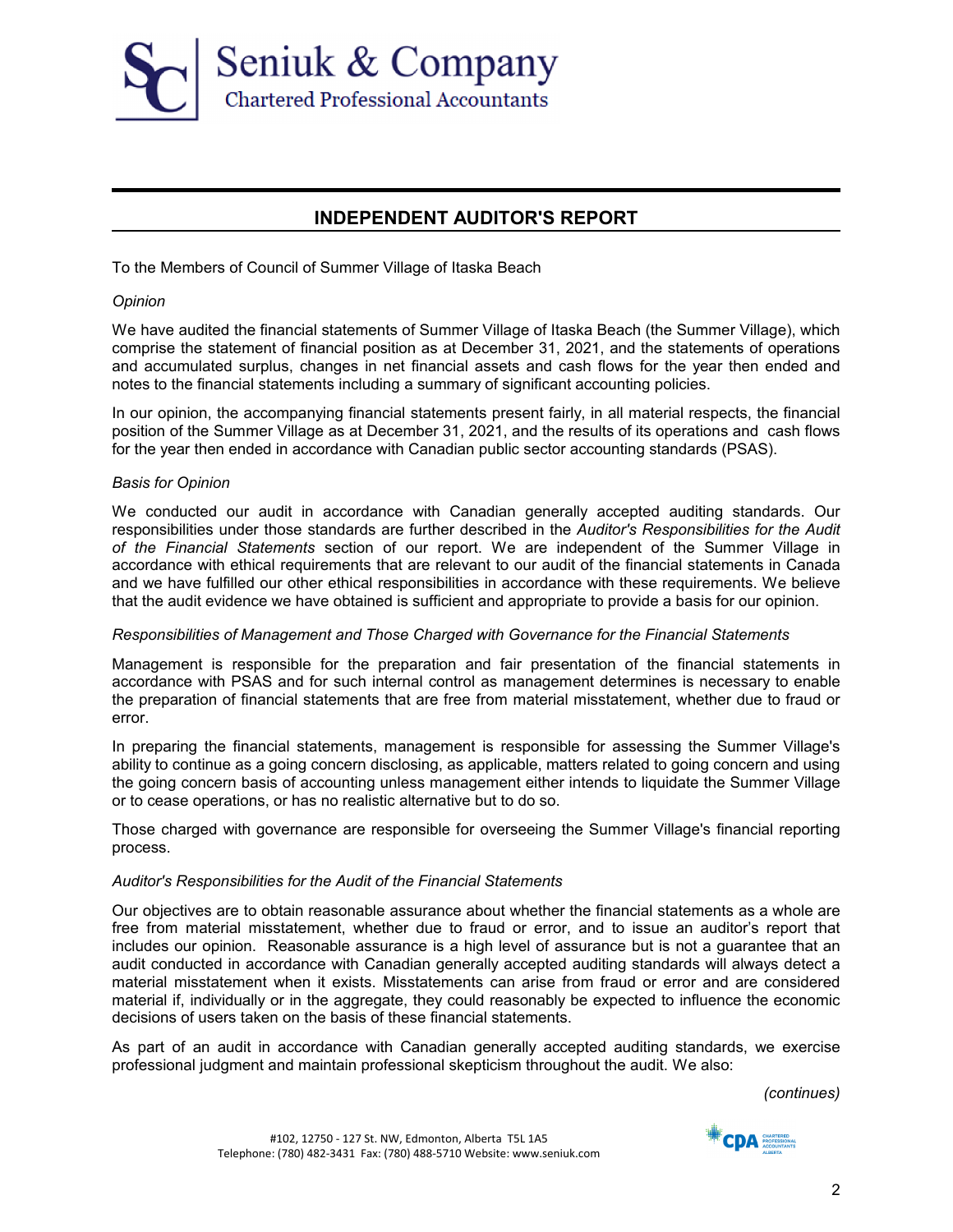Seniuk & Company
Chartered Professional Accountants

## INDEPENDENT AUDITOR'S REPORT

To the Members of Council of Summer Village of Itaska Beach

*Opinion*

We have audited the financial statements of Summer Village of Itaska Beach (the Summer Village), which comprise the statement of financial position as at December 31, 2021, and the statements of operations and accumulated surplus, changes in net financial assets and cash flows for the year then ended and notes to the financial statements including a summary of significant accounting policies.

In our opinion, the accompanying financial statements present fairly, in all material respects, the financial position of the Summer Village as at December 31, 2021, and the results of its operations and cash flows for the year then ended in accordance with Canadian public sector accounting standards (PSAS).

*Basis for Opinion*

We conducted our audit in accordance with Canadian generally accepted auditing standards. Our responsibilities under those standards are further described in the *Auditor's Responsibilities for the Audit of the Financial Statements* section of our report. We are independent of the Summer Village in accordance with ethical requirements that are relevant to our audit of the financial statements in Canada and we have fulfilled our other ethical responsibilities in accordance with these requirements. We believe that the audit evidence we have obtained is sufficient and appropriate to provide a basis for our opinion.

*Responsibilities of Management and Those Charged with Governance for the Financial Statements*

Management is responsible for the preparation and fair presentation of the financial statements in accordance with PSAS and for such internal control as management determines is necessary to enable the preparation of financial statements that are free from material misstatement, whether due to fraud or error.

In preparing the financial statements, management is responsible for assessing the Summer Village's ability to continue as a going concern disclosing, as applicable, matters related to going concern and using the going concern basis of accounting unless management either intends to liquidate the Summer Village or to cease operations, or has no realistic alternative but to do so.

Those charged with governance are responsible for overseeing the Summer Village's financial reporting process.

*Auditor's Responsibilities for the Audit of the Financial Statements*

Our objectives are to obtain reasonable assurance about whether the financial statements as a whole are free from material misstatement, whether due to fraud or error, and to issue an auditor's report that includes our opinion. Reasonable assurance is a high level of assurance but is not a guarantee that an audit conducted in accordance with Canadian generally accepted auditing standards will always detect a material misstatement when it exists. Misstatements can arise from fraud or error and are considered material if, individually or in the aggregate, they could reasonably be expected to influence the economic decisions of users taken on the basis of these financial statements.

As part of an audit in accordance with Canadian generally accepted auditing standards, we exercise professional judgment and maintain professional skepticism throughout the audit. We also:

*(continues)*

#102, 12750 - 127 St. NW, Edmonton, Alberta T5L 1A5
Telephone: (780) 482-3431 Fax: (780) 488-5710 Website: www.seniuk.com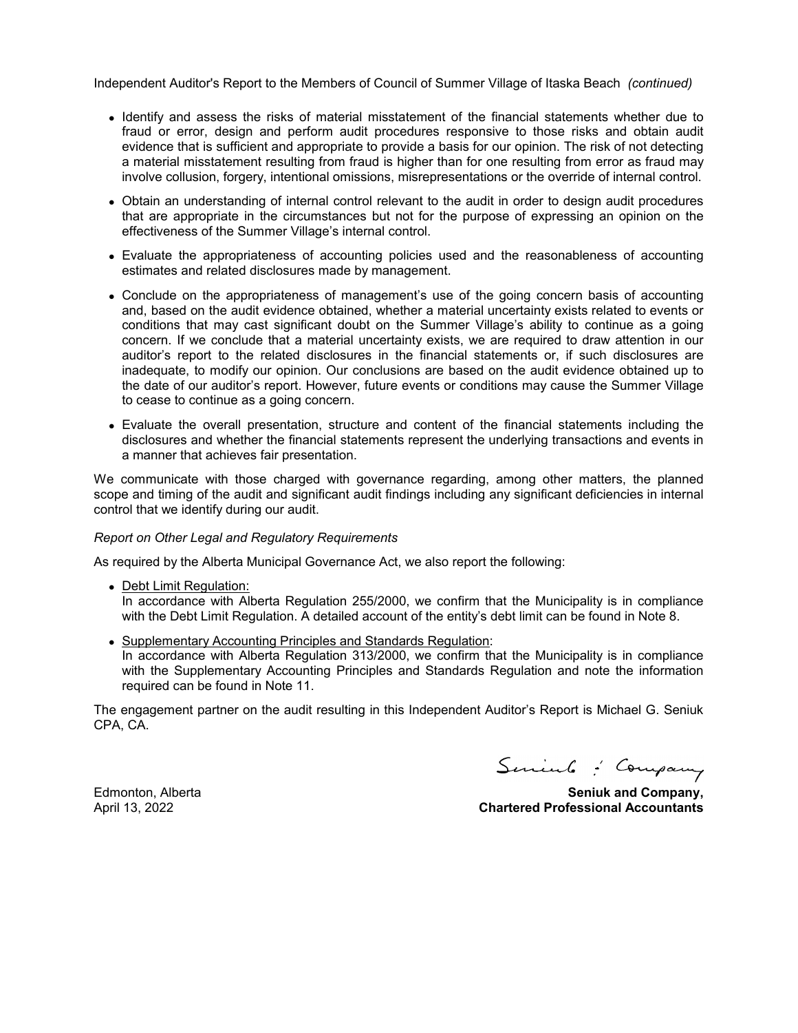Independent Auditor's Report to the Members of Council of Summer Village of Itaska Beach *(continued)*

- Identify and assess the risks of material misstatement of the financial statements whether due to fraud or error, design and perform audit procedures responsive to those risks and obtain audit evidence that is sufficient and appropriate to provide a basis for our opinion. The risk of not detecting a material misstatement resulting from fraud is higher than for one resulting from error as fraud may involve collusion, forgery, intentional omissions, misrepresentations or the override of internal control.
- Obtain an understanding of internal control relevant to the audit in order to design audit procedures that are appropriate in the circumstances but not for the purpose of expressing an opinion on the effectiveness of the Summer Village's internal control.
- Evaluate the appropriateness of accounting policies used and the reasonableness of accounting estimates and related disclosures made by management.
- Conclude on the appropriateness of management's use of the going concern basis of accounting and, based on the audit evidence obtained, whether a material uncertainty exists related to events or conditions that may cast significant doubt on the Summer Village's ability to continue as a going concern. If we conclude that a material uncertainty exists, we are required to draw attention in our auditor's report to the related disclosures in the financial statements or, if such disclosures are inadequate, to modify our opinion. Our conclusions are based on the audit evidence obtained up to the date of our auditor's report. However, future events or conditions may cause the Summer Village to cease to continue as a going concern.
- Evaluate the overall presentation, structure and content of the financial statements including the disclosures and whether the financial statements represent the underlying transactions and events in a manner that achieves fair presentation.

We communicate with those charged with governance regarding, among other matters, the planned scope and timing of the audit and significant audit findings including any significant deficiencies in internal control that we identify during our audit.

*Report on Other Legal and Regulatory Requirements*

As required by the Alberta Municipal Governance Act, we also report the following:

- Debt Limit Regulation:
  In accordance with Alberta Regulation 255/2000, we confirm that the Municipality is in compliance with the Debt Limit Regulation. A detailed account of the entity's debt limit can be found in Note 8.
- Supplementary Accounting Principles and Standards Regulation:
  In accordance with Alberta Regulation 313/2000, we confirm that the Municipality is in compliance with the Supplementary Accounting Principles and Standards Regulation and note the information required can be found in Note 11.

The engagement partner on the audit resulting in this Independent Auditor's Report is Michael G. Seniuk CPA, CA.

Seniuk & Company

Edmonton, Alberta
April 13, 2022

**Seniuk and Company,**
**Chartered Professional Accountants**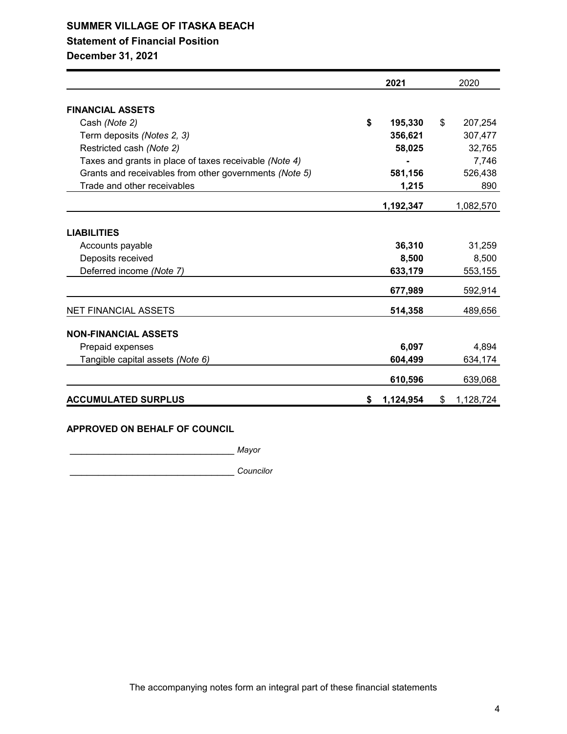# SUMMER VILLAGE OF ITASKA BEACH

## Statement of Financial Position

### December 31, 2021

| | 2021 | 2020 |
|---|---|---|
| **FINANCIAL ASSETS** | | |
| Cash *(Note 2)* | **$ 195,330** | $ 207,254 |
| Term deposits *(Notes 2, 3)* | **356,621** | 307,477 |
| Restricted cash *(Note 2)* | **58,025** | 32,765 |
| Taxes and grants in place of taxes receivable *(Note 4)* | **-** | 7,746 |
| Grants and receivables from other governments *(Note 5)* | **581,156** | 526,438 |
| Trade and other receivables | **1,215** | 890 |
| | **1,192,347** | 1,082,570 |
| **LIABILITIES** | | |
| Accounts payable | **36,310** | 31,259 |
| Deposits received | **8,500** | 8,500 |
| Deferred income *(Note 7)* | **633,179** | 553,155 |
| | **677,989** | 592,914 |
| NET FINANCIAL ASSETS | **514,358** | 489,656 |
| **NON-FINANCIAL ASSETS** | | |
| Prepaid expenses | **6,097** | 4,894 |
| Tangible capital assets *(Note 6)* | **604,499** | 634,174 |
| | **610,596** | 639,068 |
| **ACCUMULATED SURPLUS** | **$ 1,124,954** | $ 1,128,724 |

**APPROVED ON BEHALF OF COUNCIL**

_________________________________ *Mayor*

_________________________________ *Councilor*

The accompanying notes form an integral part of these financial statements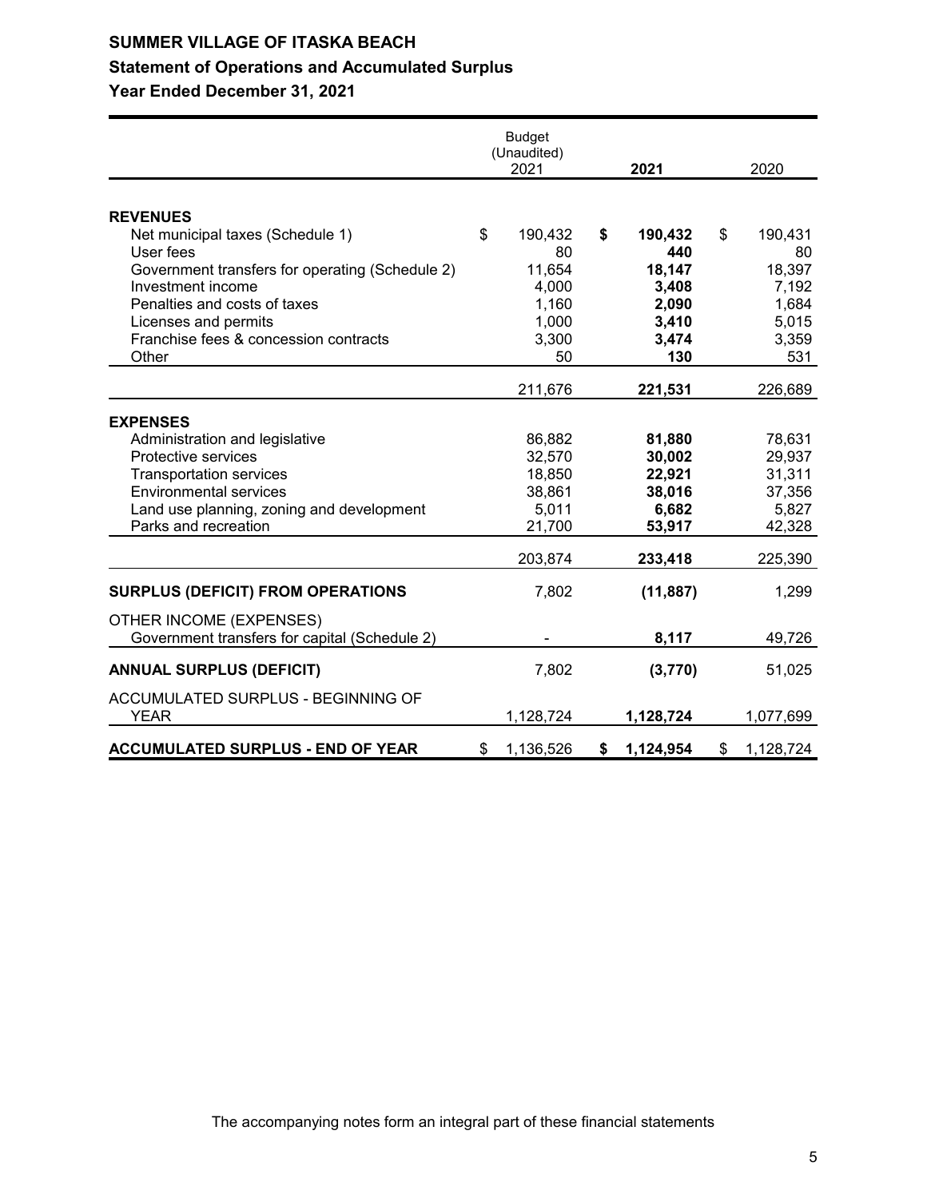# SUMMER VILLAGE OF ITASKA BEACH

## Statement of Operations and Accumulated Surplus

### Year Ended December 31, 2021

| | Budget (Unaudited) 2021 | **2021** | 2020 |
|---|---|---|---|
| **REVENUES** | | | |
| Net municipal taxes (Schedule 1) | $ 190,432 | **$ 190,432** | $ 190,431 |
| User fees | 80 | **440** | 80 |
| Government transfers for operating (Schedule 2) | 11,654 | **18,147** | 18,397 |
| Investment income | 4,000 | **3,408** | 7,192 |
| Penalties and costs of taxes | 1,160 | **2,090** | 1,684 |
| Licenses and permits | 1,000 | **3,410** | 5,015 |
| Franchise fees & concession contracts | 3,300 | **3,474** | 3,359 |
| Other | 50 | **130** | 531 |
| | 211,676 | **221,531** | 226,689 |
| **EXPENSES** | | | |
| Administration and legislative | 86,882 | **81,880** | 78,631 |
| Protective services | 32,570 | **30,002** | 29,937 |
| Transportation services | 18,850 | **22,921** | 31,311 |
| Environmental services | 38,861 | **38,016** | 37,356 |
| Land use planning, zoning and development | 5,011 | **6,682** | 5,827 |
| Parks and recreation | 21,700 | **53,917** | 42,328 |
| | 203,874 | **233,418** | 225,390 |
| **SURPLUS (DEFICIT) FROM OPERATIONS** | 7,802 | **(11,887)** | 1,299 |
| OTHER INCOME (EXPENSES) | | | |
| Government transfers for capital (Schedule 2) | - | **8,117** | 49,726 |
| **ANNUAL SURPLUS (DEFICIT)** | 7,802 | **(3,770)** | 51,025 |
| ACCUMULATED SURPLUS - BEGINNING OF YEAR | 1,128,724 | **1,128,724** | 1,077,699 |
| **ACCUMULATED SURPLUS - END OF YEAR** | $ 1,136,526 | **$ 1,124,954** | $ 1,128,724 |

The accompanying notes form an integral part of these financial statements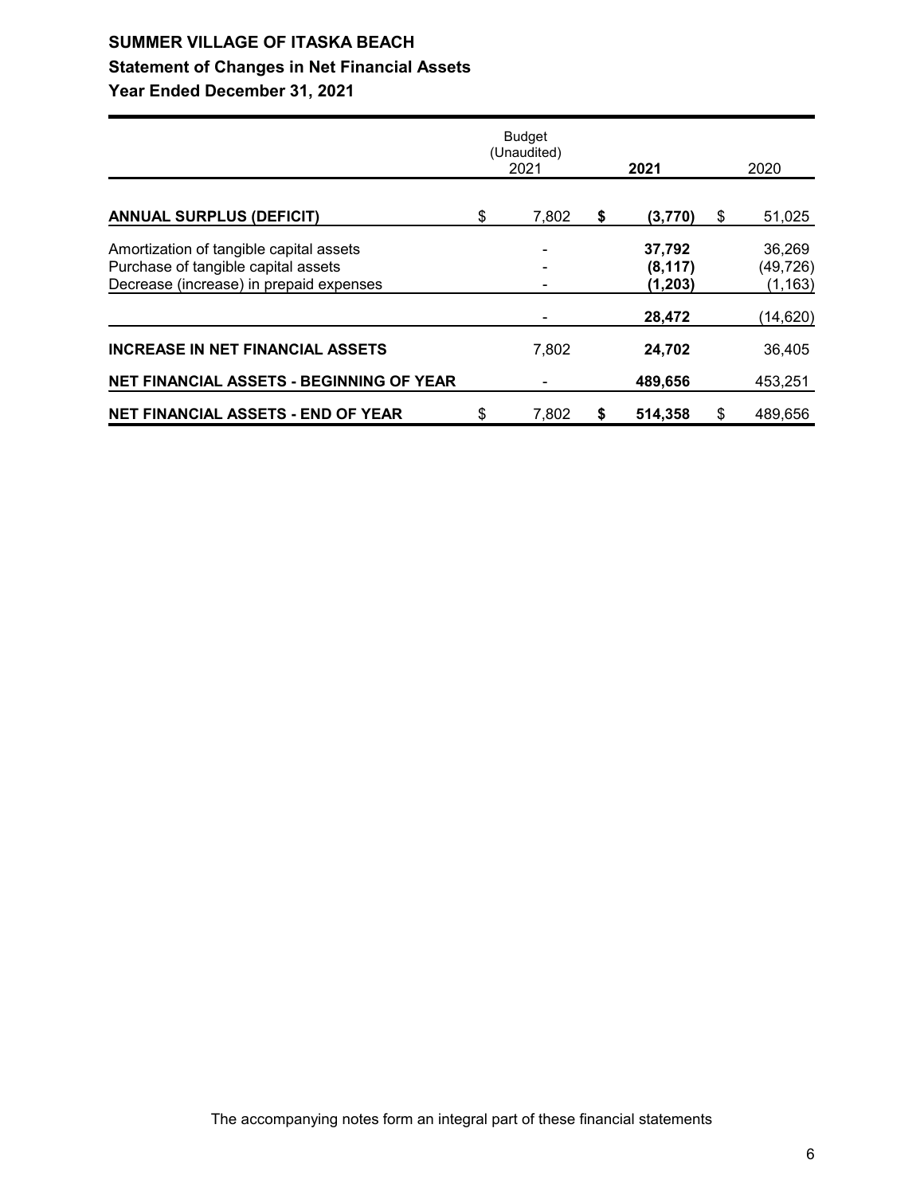# SUMMER VILLAGE OF ITASKA BEACH

## Statement of Changes in Net Financial Assets

### Year Ended December 31, 2021

| | Budget (Unaudited) 2021 | 2021 | 2020 |
|---|---|---|---|
| **ANNUAL SURPLUS (DEFICIT)** | $ 7,802 | **$ (3,770)** | $ 51,025 |
| Amortization of tangible capital assets | - | **37,792** | 36,269 |
| Purchase of tangible capital assets | - | **(8,117)** | (49,726) |
| Decrease (increase) in prepaid expenses | - | **(1,203)** | (1,163) |
| | - | **28,472** | (14,620) |
| **INCREASE IN NET FINANCIAL ASSETS** | 7,802 | **24,702** | 36,405 |
| **NET FINANCIAL ASSETS - BEGINNING OF YEAR** | - | **489,656** | 453,251 |
| **NET FINANCIAL ASSETS - END OF YEAR** | $ 7,802 | **$ 514,358** | $ 489,656 |

The accompanying notes form an integral part of these financial statements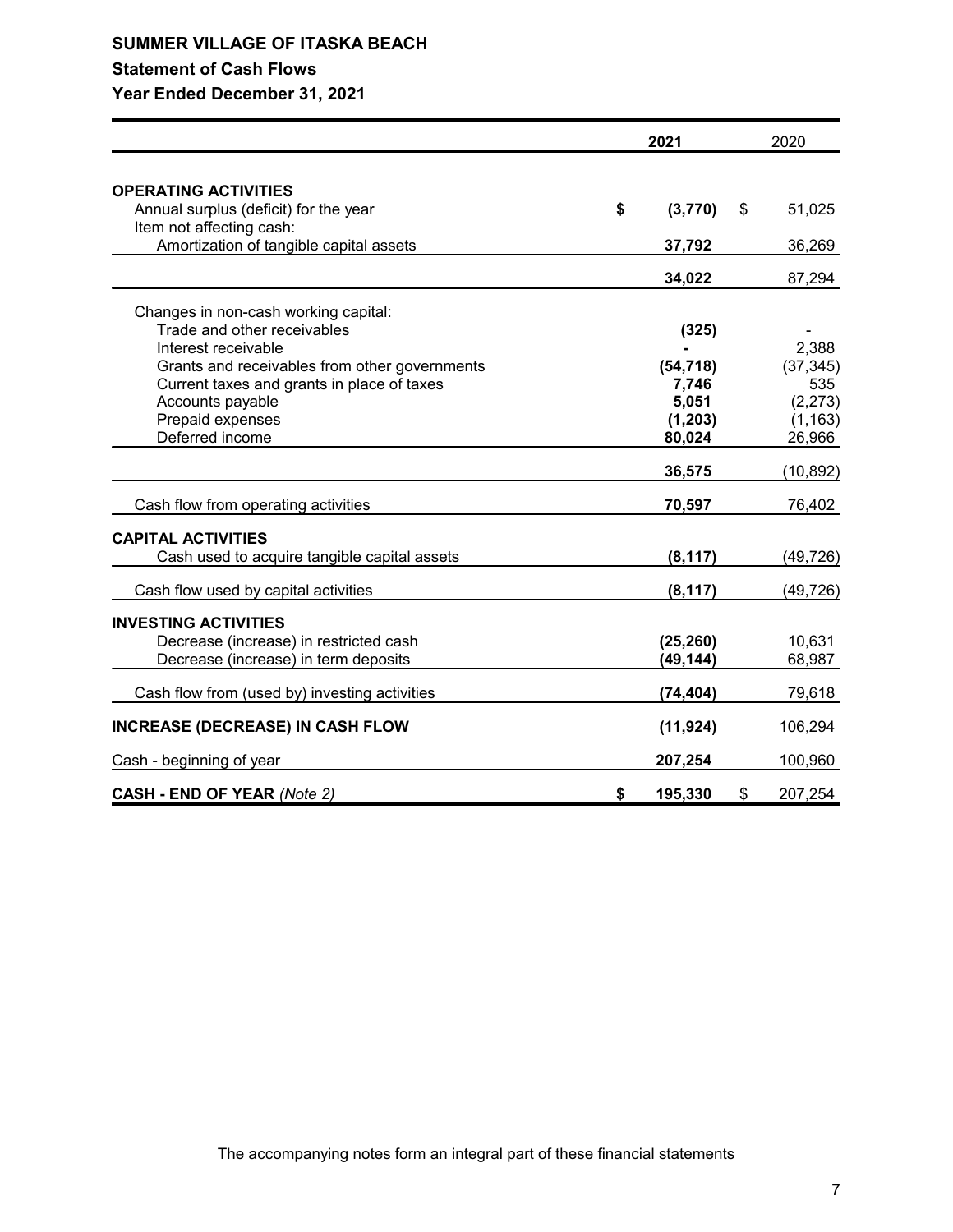# SUMMER VILLAGE OF ITASKA BEACH

## Statement of Cash Flows

### Year Ended December 31, 2021

| | 2021 | 2020 |
|---|---|---|
| **OPERATING ACTIVITIES** | | |
| Annual surplus (deficit) for the year | **$ (3,770)** | $ 51,025 |
| Item not affecting cash: | | |
| Amortization of tangible capital assets | **37,792** | 36,269 |
| | **34,022** | 87,294 |
| Changes in non-cash working capital: | | |
| Trade and other receivables | **(325)** | - |
| Interest receivable | **-** | 2,388 |
| Grants and receivables from other governments | **(54,718)** | (37,345) |
| Current taxes and grants in place of taxes | **7,746** | 535 |
| Accounts payable | **5,051** | (2,273) |
| Prepaid expenses | **(1,203)** | (1,163) |
| Deferred income | **80,024** | 26,966 |
| | **36,575** | (10,892) |
| Cash flow from operating activities | **70,597** | 76,402 |
| **CAPITAL ACTIVITIES** | | |
| Cash used to acquire tangible capital assets | **(8,117)** | (49,726) |
| Cash flow used by capital activities | **(8,117)** | (49,726) |
| **INVESTING ACTIVITIES** | | |
| Decrease (increase) in restricted cash | **(25,260)** | 10,631 |
| Decrease (increase) in term deposits | **(49,144)** | 68,987 |
| Cash flow from (used by) investing activities | **(74,404)** | 79,618 |
| **INCREASE (DECREASE) IN CASH FLOW** | **(11,924)** | 106,294 |
| Cash - beginning of year | **207,254** | 100,960 |
| **CASH - END OF YEAR** *(Note 2)* | **$ 195,330** | $ 207,254 |

The accompanying notes form an integral part of these financial statements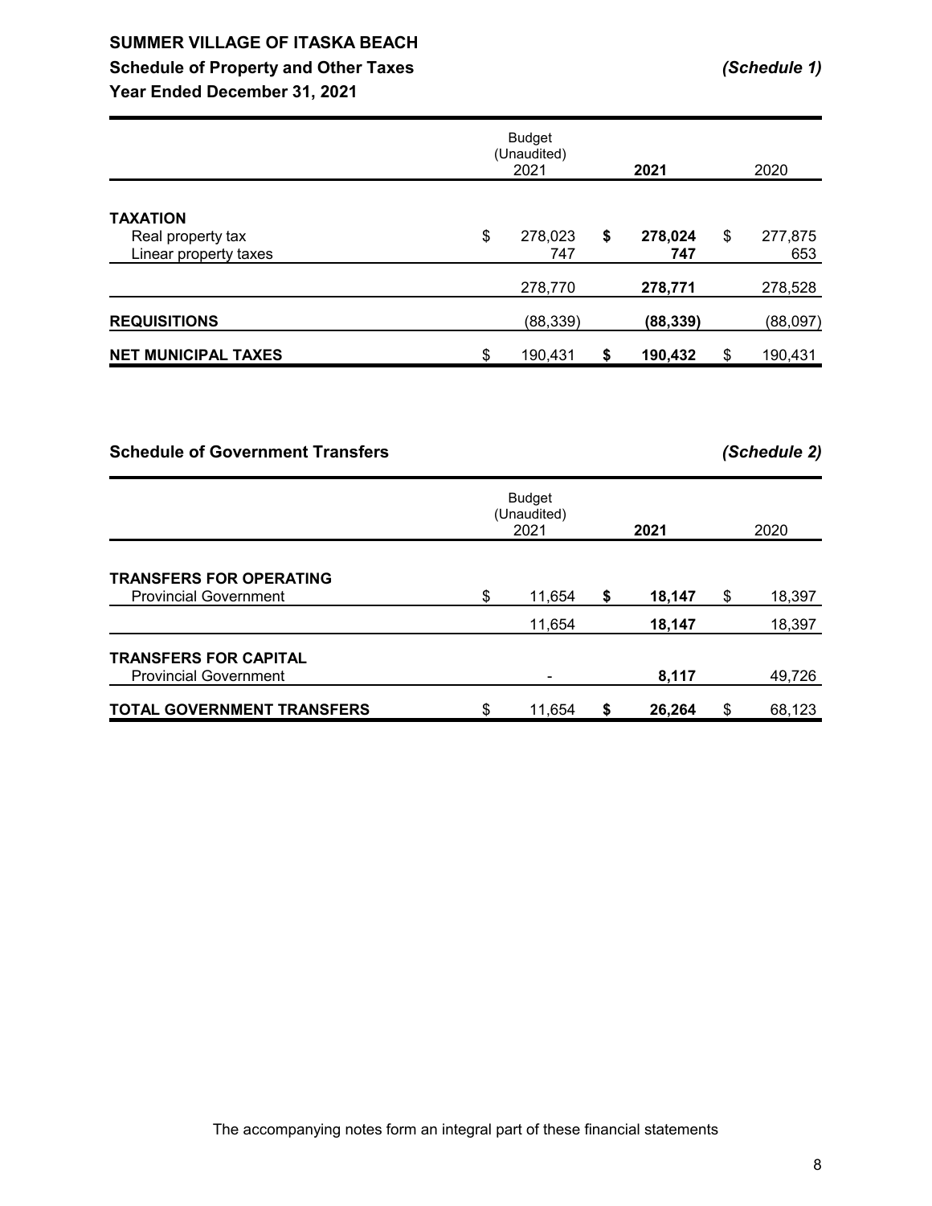# SUMMER VILLAGE OF ITASKA BEACH

## Schedule of Property and Other Taxes *(Schedule 1)*

### Year Ended December 31, 2021

| | Budget (Unaudited) 2021 | **2021** | 2020 |
|---|---|---|---|
| **TAXATION** | | | |
| Real property tax | $ 278,023 | **$ 278,024** | $ 277,875 |
| Linear property taxes | 747 | **747** | 653 |
| | 278,770 | **278,771** | 278,528 |
| **REQUISITIONS** | (88,339) | **(88,339)** | (88,097) |
| **NET MUNICIPAL TAXES** | $ 190,431 | **$ 190,432** | $ 190,431 |

## Schedule of Government Transfers *(Schedule 2)*

| | Budget (Unaudited) 2021 | **2021** | 2020 |
|---|---|---|---|
| **TRANSFERS FOR OPERATING** | | | |
| Provincial Government | $ 11,654 | **$ 18,147** | $ 18,397 |
| | 11,654 | **18,147** | 18,397 |
| **TRANSFERS FOR CAPITAL** | | | |
| Provincial Government | - | **8,117** | 49,726 |
| **TOTAL GOVERNMENT TRANSFERS** | $ 11,654 | **$ 26,264** | $ 68,123 |

The accompanying notes form an integral part of these financial statements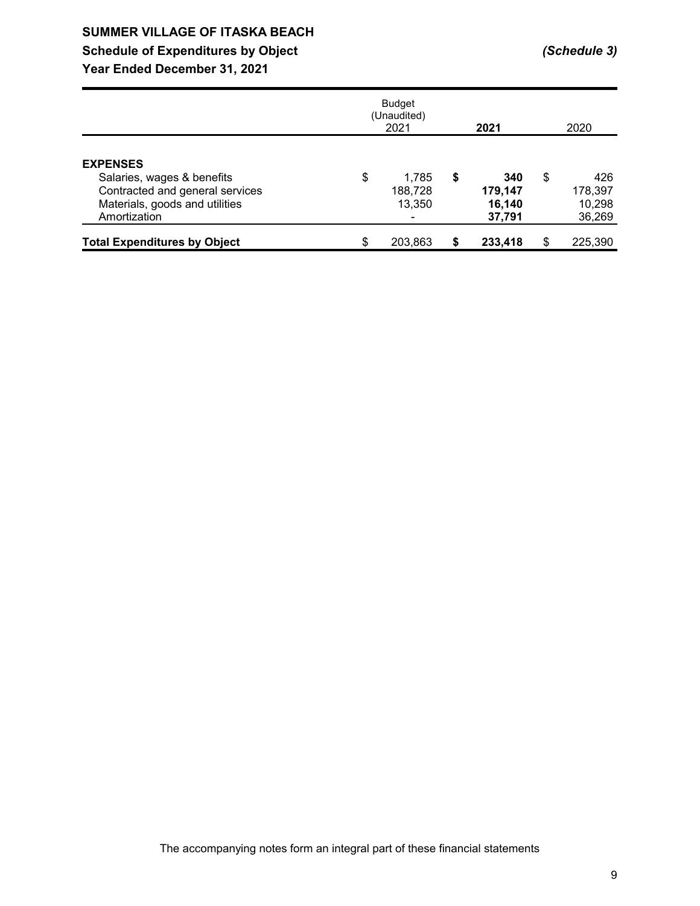# SUMMER VILLAGE OF ITASKA BEACH

## Schedule of Expenditures by Object *(Schedule 3)*

## Year Ended December 31, 2021

| | Budget (Unaudited) 2021 | **2021** | 2020 |
|---|---|---|---|
| **EXPENSES** | | | |
| Salaries, wages & benefits | $ 1,785 | **$ 340** | $ 426 |
| Contracted and general services | 188,728 | **179,147** | 178,397 |
| Materials, goods and utilities | 13,350 | **16,140** | 10,298 |
| Amortization | - | **37,791** | 36,269 |
| **Total Expenditures by Object** | $ 203,863 | **$ 233,418** | $ 225,390 |

The accompanying notes form an integral part of these financial statements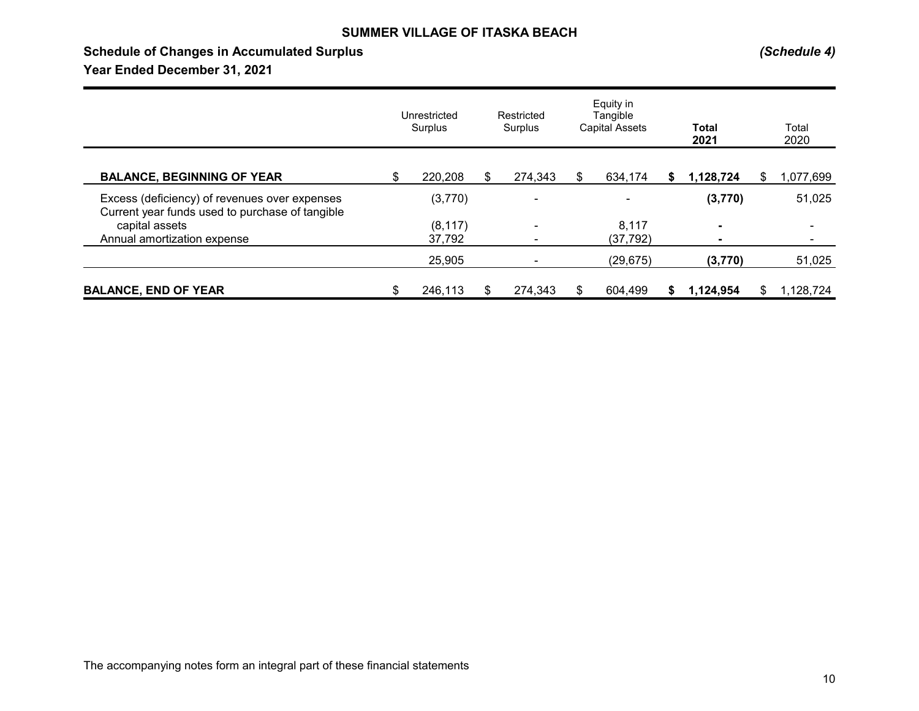# SUMMER VILLAGE OF ITASKA BEACH

## Schedule of Changes in Accumulated Surplus *(Schedule 4)*

## Year Ended December 31, 2021

| | Unrestricted Surplus | Restricted Surplus | Equity in Tangible Capital Assets | **Total 2021** | Total 2020 |
|---|---|---|---|---|---|
| **BALANCE, BEGINNING OF YEAR** | $ 220,208 | $ 274,343 | $ 634,174 | **$ 1,128,724** | $ 1,077,699 |
| Excess (deficiency) of revenues over expenses | (3,770) | - | - | **(3,770)** | 51,025 |
| Current year funds used to purchase of tangible capital assets | (8,117) | - | 8,117 | **-** | - |
| Annual amortization expense | 37,792 | - | (37,792) | **-** | - |
| | 25,905 | - | (29,675) | **(3,770)** | 51,025 |
| **BALANCE, END OF YEAR** | $ 246,113 | $ 274,343 | $ 604,499 | **$ 1,124,954** | $ 1,128,724 |

The accompanying notes form an integral part of these financial statements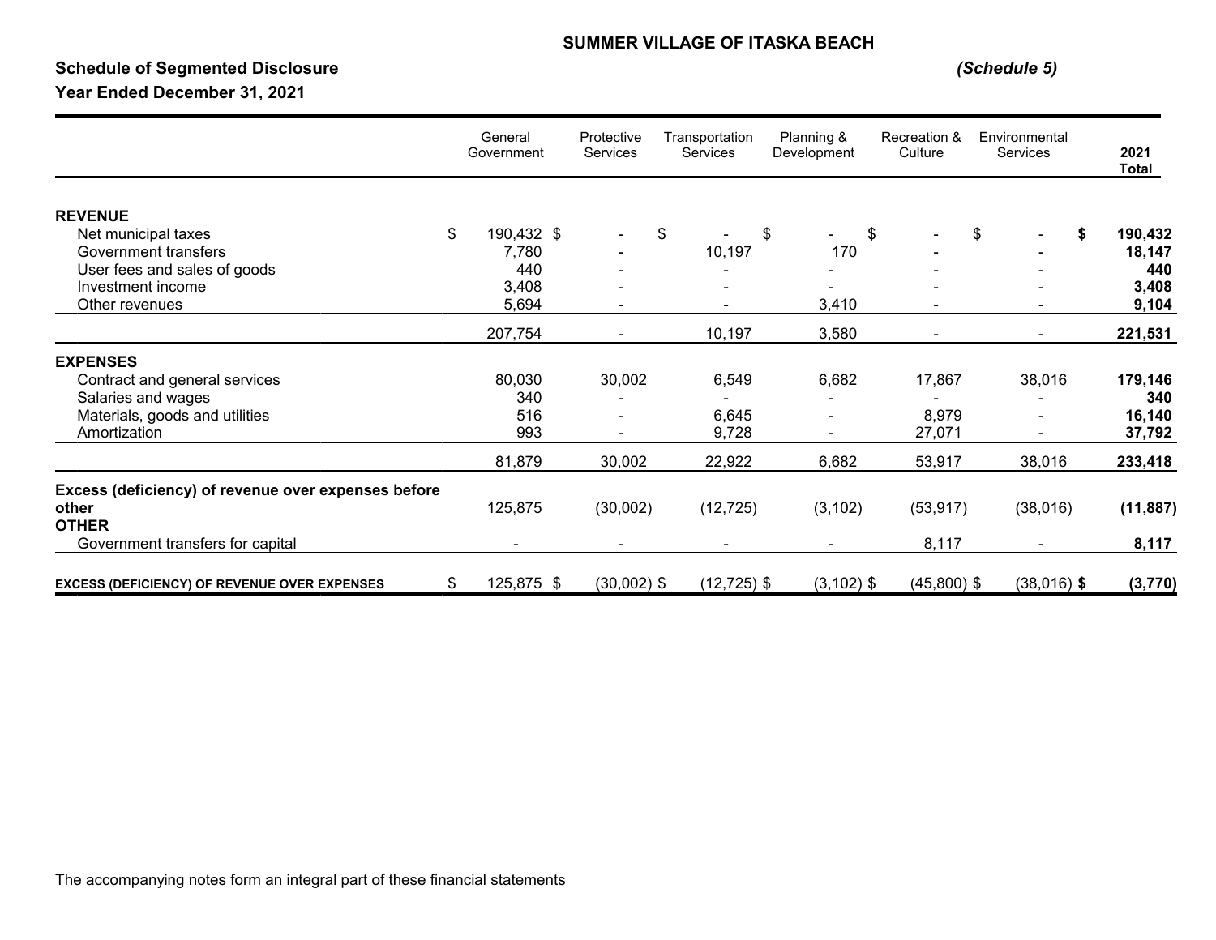# SUMMER VILLAGE OF ITASKA BEACH

## Schedule of Segmented Disclosure

*(Schedule 5)*

### Year Ended December 31, 2021

| | General Government | Protective Services | Transportation Services | Planning & Development | Recreation & Culture | Environmental Services | 2021 Total |
|---|---|---|---|---|---|---|---|
| **REVENUE** | | | | | | | |
| Net municipal taxes | $ 190,432 | $ - | $ - | $ - | $ - | $ - | **$ 190,432** |
| Government transfers | 7,780 | - | 10,197 | 170 | - | - | **18,147** |
| User fees and sales of goods | 440 | - | - | - | - | - | **440** |
| Investment income | 3,408 | - | - | - | - | - | **3,408** |
| Other revenues | 5,694 | - | - | 3,410 | - | - | **9,104** |
| | 207,754 | - | 10,197 | 3,580 | - | - | **221,531** |
| **EXPENSES** | | | | | | | |
| Contract and general services | 80,030 | 30,002 | 6,549 | 6,682 | 17,867 | 38,016 | **179,146** |
| Salaries and wages | 340 | - | - | - | - | - | **340** |
| Materials, goods and utilities | 516 | - | 6,645 | - | 8,979 | - | **16,140** |
| Amortization | 993 | - | 9,728 | - | 27,071 | - | **37,792** |
| | 81,879 | 30,002 | 22,922 | 6,682 | 53,917 | 38,016 | **233,418** |
| **Excess (deficiency) of revenue over expenses before other** | 125,875 | (30,002) | (12,725) | (3,102) | (53,917) | (38,016) | **(11,887)** |
| **OTHER** | | | | | | | |
| Government transfers for capital | - | - | - | - | 8,117 | - | **8,117** |
| **EXCESS (DEFICIENCY) OF REVENUE OVER EXPENSES** | $ 125,875 | $ (30,002) | $ (12,725) | $ (3,102) | $ (45,800) | $ (38,016) | **$ (3,770)** |

The accompanying notes form an integral part of these financial statements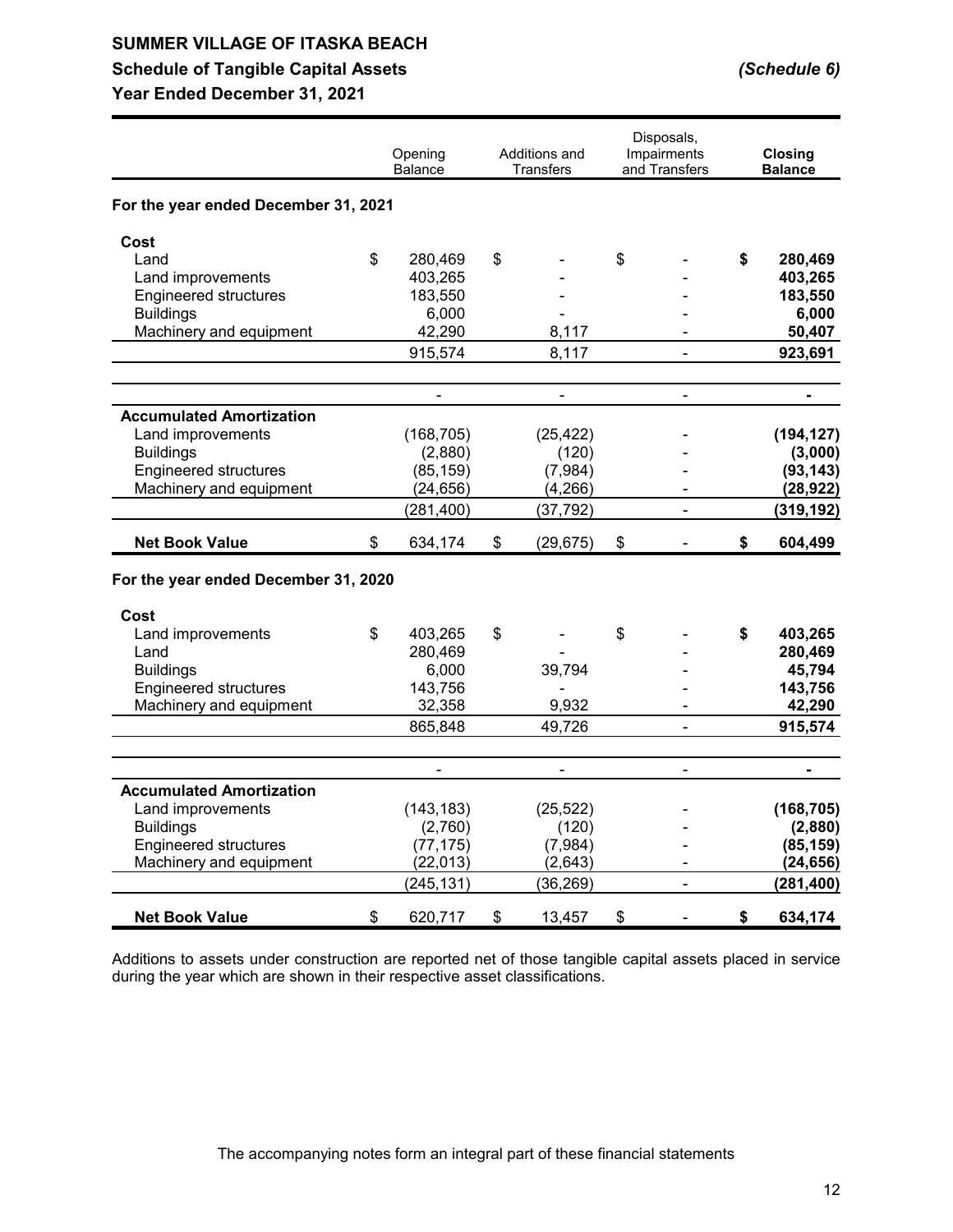# SUMMER VILLAGE OF ITASKA BEACH

## Schedule of Tangible Capital Assets *(Schedule 6)*

## Year Ended December 31, 2021

| | Opening Balance | Additions and Transfers | Disposals, Impairments and Transfers | **Closing Balance** |
|---|---|---|---|---|
| **For the year ended December 31, 2021** | | | | |
| **Cost** | | | | |
| Land | $ 280,469 | $ - | $ - | **$ 280,469** |
| Land improvements | 403,265 | - | - | **403,265** |
| Engineered structures | 183,550 | - | - | **183,550** |
| Buildings | 6,000 | - | - | **6,000** |
| Machinery and equipment | 42,290 | 8,117 | - | **50,407** |
| | 915,574 | 8,117 | - | **923,691** |
| | - | - | - | **-** |
| **Accumulated Amortization** | | | | |
| Land improvements | (168,705) | (25,422) | - | **(194,127)** |
| Buildings | (2,880) | (120) | - | **(3,000)** |
| Engineered structures | (85,159) | (7,984) | - | **(93,143)** |
| Machinery and equipment | (24,656) | (4,266) | - | **(28,922)** |
| | (281,400) | (37,792) | - | **(319,192)** |
| **Net Book Value** | $ 634,174 | $ (29,675) | $ - | **$ 604,499** |
| **For the year ended December 31, 2020** | | | | |
| **Cost** | | | | |
| Land improvements | $ 403,265 | $ - | $ - | **$ 403,265** |
| Land | 280,469 | - | - | **280,469** |
| Buildings | 6,000 | 39,794 | - | **45,794** |
| Engineered structures | 143,756 | - | - | **143,756** |
| Machinery and equipment | 32,358 | 9,932 | - | **42,290** |
| | 865,848 | 49,726 | - | **915,574** |
| | - | - | - | **-** |
| **Accumulated Amortization** | | | | |
| Land improvements | (143,183) | (25,522) | - | **(168,705)** |
| Buildings | (2,760) | (120) | - | **(2,880)** |
| Engineered structures | (77,175) | (7,984) | - | **(85,159)** |
| Machinery and equipment | (22,013) | (2,643) | - | **(24,656)** |
| | (245,131) | (36,269) | - | **(281,400)** |
| **Net Book Value** | $ 620,717 | $ 13,457 | $ - | **$ 634,174** |

Additions to assets under construction are reported net of those tangible capital assets placed in service during the year which are shown in their respective asset classifications.

The accompanying notes form an integral part of these financial statements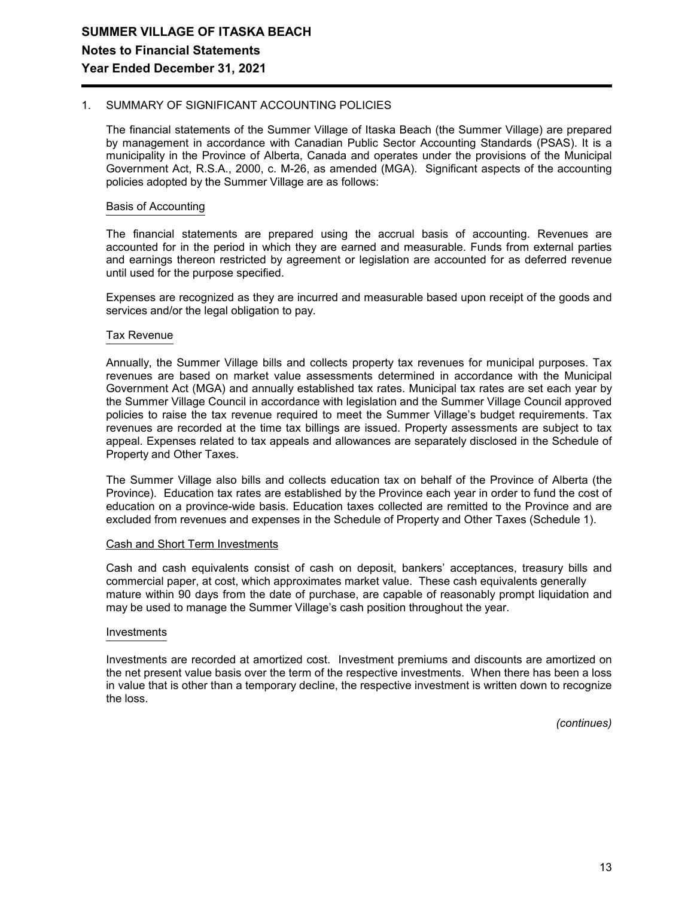# SUMMER VILLAGE OF ITASKA BEACH

## Notes to Financial Statements

## Year Ended December 31, 2021

1. SUMMARY OF SIGNIFICANT ACCOUNTING POLICIES

The financial statements of the Summer Village of Itaska Beach (the Summer Village) are prepared by management in accordance with Canadian Public Sector Accounting Standards (PSAS). It is a municipality in the Province of Alberta, Canada and operates under the provisions of the Municipal Government Act, R.S.A., 2000, c. M-26, as amended (MGA). Significant aspects of the accounting policies adopted by the Summer Village are as follows:

### Basis of Accounting

The financial statements are prepared using the accrual basis of accounting. Revenues are accounted for in the period in which they are earned and measurable. Funds from external parties and earnings thereon restricted by agreement or legislation are accounted for as deferred revenue until used for the purpose specified.

Expenses are recognized as they are incurred and measurable based upon receipt of the goods and services and/or the legal obligation to pay.

### Tax Revenue

Annually, the Summer Village bills and collects property tax revenues for municipal purposes. Tax revenues are based on market value assessments determined in accordance with the Municipal Government Act (MGA) and annually established tax rates. Municipal tax rates are set each year by the Summer Village Council in accordance with legislation and the Summer Village Council approved policies to raise the tax revenue required to meet the Summer Village's budget requirements. Tax revenues are recorded at the time tax billings are issued. Property assessments are subject to tax appeal. Expenses related to tax appeals and allowances are separately disclosed in the Schedule of Property and Other Taxes.

The Summer Village also bills and collects education tax on behalf of the Province of Alberta (the Province). Education tax rates are established by the Province each year in order to fund the cost of education on a province-wide basis. Education taxes collected are remitted to the Province and are excluded from revenues and expenses in the Schedule of Property and Other Taxes (Schedule 1).

### Cash and Short Term Investments

Cash and cash equivalents consist of cash on deposit, bankers' acceptances, treasury bills and commercial paper, at cost, which approximates market value. These cash equivalents generally mature within 90 days from the date of purchase, are capable of reasonably prompt liquidation and may be used to manage the Summer Village's cash position throughout the year.

### Investments

Investments are recorded at amortized cost. Investment premiums and discounts are amortized on the net present value basis over the term of the respective investments. When there has been a loss in value that is other than a temporary decline, the respective investment is written down to recognize the loss.

*(continues)*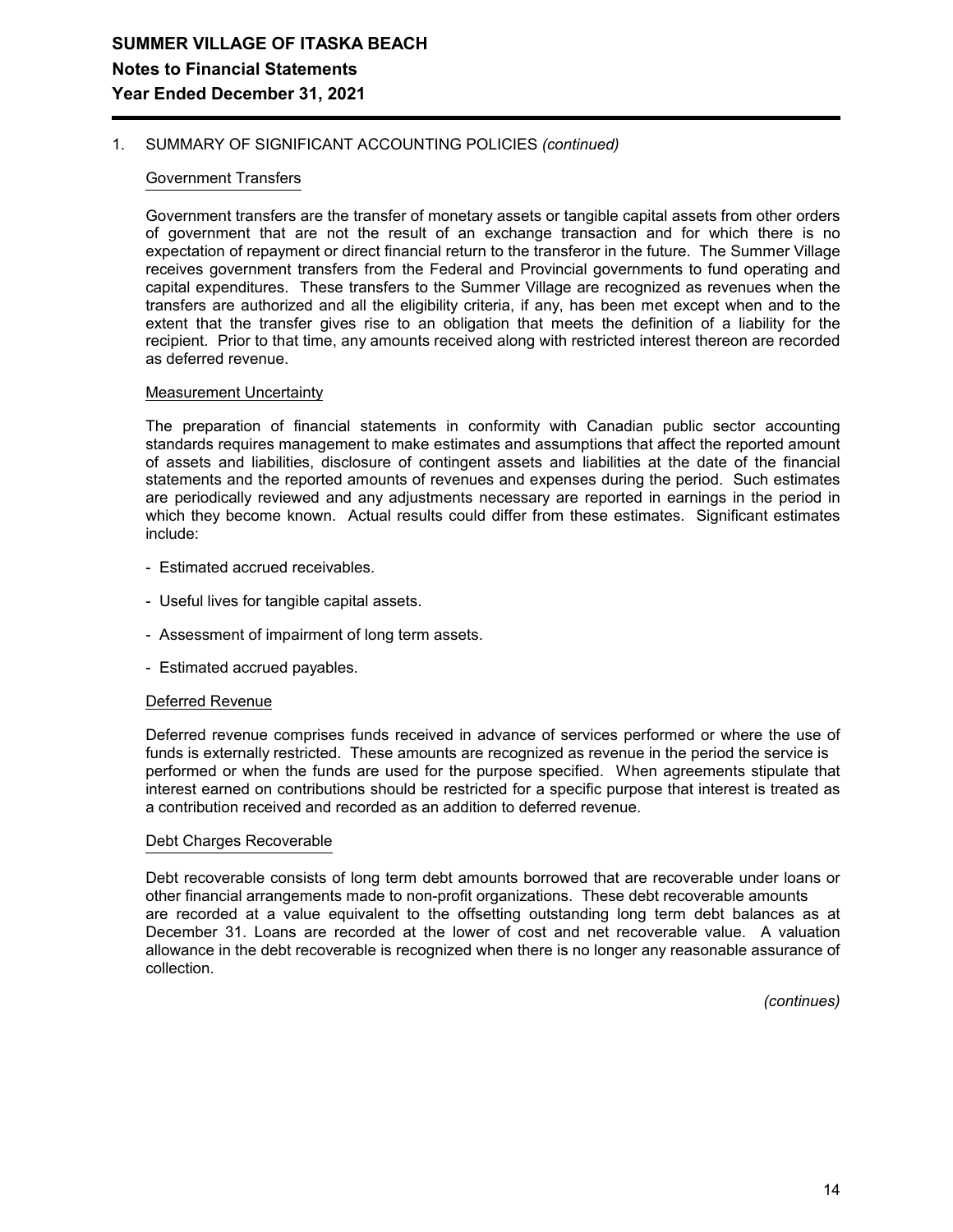## 1. SUMMARY OF SIGNIFICANT ACCOUNTING POLICIES *(continued)*

### Government Transfers

Government transfers are the transfer of monetary assets or tangible capital assets from other orders of government that are not the result of an exchange transaction and for which there is no expectation of repayment or direct financial return to the transferor in the future. The Summer Village receives government transfers from the Federal and Provincial governments to fund operating and capital expenditures. These transfers to the Summer Village are recognized as revenues when the transfers are authorized and all the eligibility criteria, if any, has been met except when and to the extent that the transfer gives rise to an obligation that meets the definition of a liability for the recipient. Prior to that time, any amounts received along with restricted interest thereon are recorded as deferred revenue.

### Measurement Uncertainty

The preparation of financial statements in conformity with Canadian public sector accounting standards requires management to make estimates and assumptions that affect the reported amount of assets and liabilities, disclosure of contingent assets and liabilities at the date of the financial statements and the reported amounts of revenues and expenses during the period. Such estimates are periodically reviewed and any adjustments necessary are reported in earnings in the period in which they become known. Actual results could differ from these estimates. Significant estimates include:

- Estimated accrued receivables.
- Useful lives for tangible capital assets.
- Assessment of impairment of long term assets.
- Estimated accrued payables.

### Deferred Revenue

Deferred revenue comprises funds received in advance of services performed or where the use of funds is externally restricted. These amounts are recognized as revenue in the period the service is performed or when the funds are used for the purpose specified. When agreements stipulate that interest earned on contributions should be restricted for a specific purpose that interest is treated as a contribution received and recorded as an addition to deferred revenue.

### Debt Charges Recoverable

Debt recoverable consists of long term debt amounts borrowed that are recoverable under loans or other financial arrangements made to non-profit organizations. These debt recoverable amounts are recorded at a value equivalent to the offsetting outstanding long term debt balances as at December 31. Loans are recorded at the lower of cost and net recoverable value. A valuation allowance in the debt recoverable is recognized when there is no longer any reasonable assurance of collection.

*(continues)*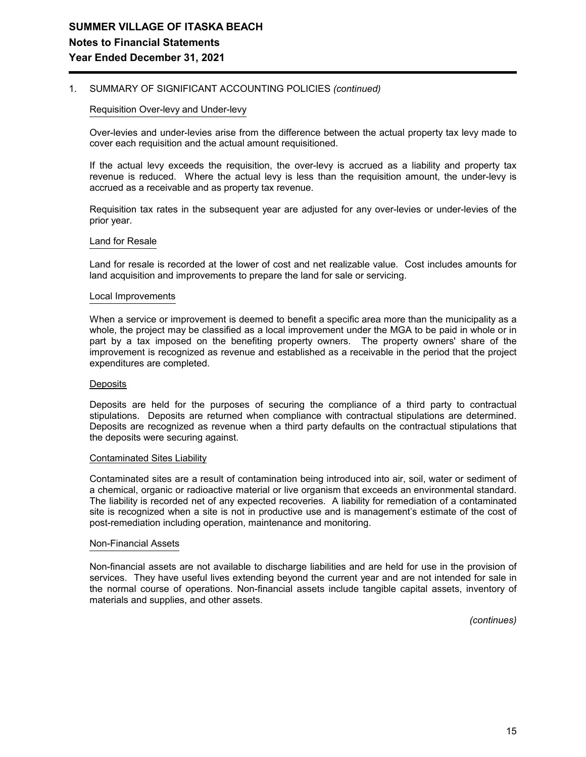## 1. SUMMARY OF SIGNIFICANT ACCOUNTING POLICIES *(continued)*

### Requisition Over-levy and Under-levy

Over-levies and under-levies arise from the difference between the actual property tax levy made to cover each requisition and the actual amount requisitioned.

If the actual levy exceeds the requisition, the over-levy is accrued as a liability and property tax revenue is reduced. Where the actual levy is less than the requisition amount, the under-levy is accrued as a receivable and as property tax revenue.

Requisition tax rates in the subsequent year are adjusted for any over-levies or under-levies of the prior year.

### Land for Resale

Land for resale is recorded at the lower of cost and net realizable value. Cost includes amounts for land acquisition and improvements to prepare the land for sale or servicing.

### Local Improvements

When a service or improvement is deemed to benefit a specific area more than the municipality as a whole, the project may be classified as a local improvement under the MGA to be paid in whole or in part by a tax imposed on the benefiting property owners. The property owners' share of the improvement is recognized as revenue and established as a receivable in the period that the project expenditures are completed.

### Deposits

Deposits are held for the purposes of securing the compliance of a third party to contractual stipulations. Deposits are returned when compliance with contractual stipulations are determined. Deposits are recognized as revenue when a third party defaults on the contractual stipulations that the deposits were securing against.

### Contaminated Sites Liability

Contaminated sites are a result of contamination being introduced into air, soil, water or sediment of a chemical, organic or radioactive material or live organism that exceeds an environmental standard. The liability is recorded net of any expected recoveries. A liability for remediation of a contaminated site is recognized when a site is not in productive use and is management's estimate of the cost of post-remediation including operation, maintenance and monitoring.

### Non-Financial Assets

Non-financial assets are not available to discharge liabilities and are held for use in the provision of services. They have useful lives extending beyond the current year and are not intended for sale in the normal course of operations. Non-financial assets include tangible capital assets, inventory of materials and supplies, and other assets.

*(continues)*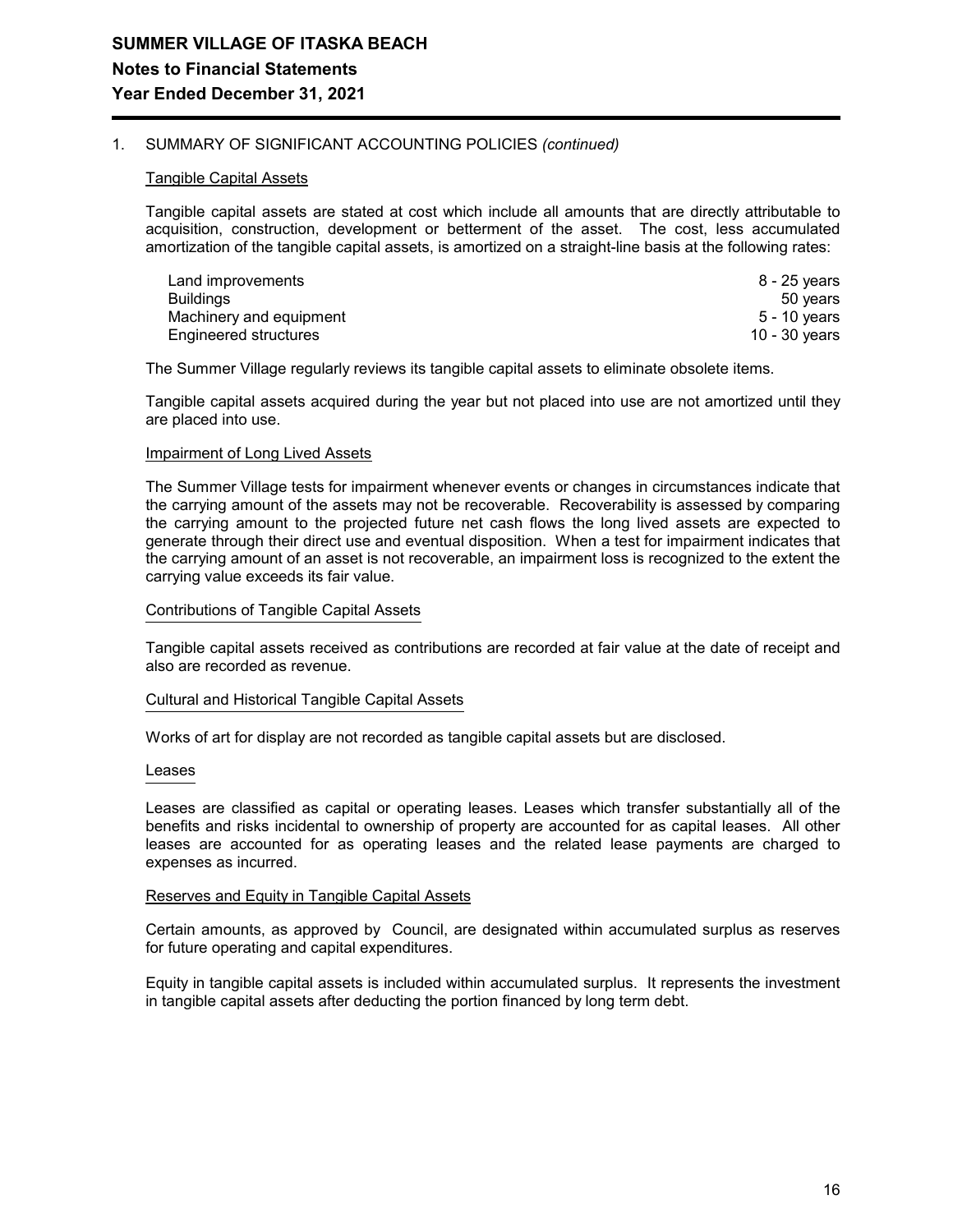## 1. SUMMARY OF SIGNIFICANT ACCOUNTING POLICIES *(continued)*

### Tangible Capital Assets

Tangible capital assets are stated at cost which include all amounts that are directly attributable to acquisition, construction, development or betterment of the asset. The cost, less accumulated amortization of the tangible capital assets, is amortized on a straight-line basis at the following rates:

| | |
|---|---|
| Land improvements | 8 - 25 years |
| Buildings | 50 years |
| Machinery and equipment | 5 - 10 years |
| Engineered structures | 10 - 30 years |

The Summer Village regularly reviews its tangible capital assets to eliminate obsolete items.

Tangible capital assets acquired during the year but not placed into use are not amortized until they are placed into use.

### Impairment of Long Lived Assets

The Summer Village tests for impairment whenever events or changes in circumstances indicate that the carrying amount of the assets may not be recoverable. Recoverability is assessed by comparing the carrying amount to the projected future net cash flows the long lived assets are expected to generate through their direct use and eventual disposition. When a test for impairment indicates that the carrying amount of an asset is not recoverable, an impairment loss is recognized to the extent the carrying value exceeds its fair value.

### Contributions of Tangible Capital Assets

Tangible capital assets received as contributions are recorded at fair value at the date of receipt and also are recorded as revenue.

### Cultural and Historical Tangible Capital Assets

Works of art for display are not recorded as tangible capital assets but are disclosed.

### Leases

Leases are classified as capital or operating leases. Leases which transfer substantially all of the benefits and risks incidental to ownership of property are accounted for as capital leases. All other leases are accounted for as operating leases and the related lease payments are charged to expenses as incurred.

### Reserves and Equity in Tangible Capital Assets

Certain amounts, as approved by Council, are designated within accumulated surplus as reserves for future operating and capital expenditures.

Equity in tangible capital assets is included within accumulated surplus. It represents the investment in tangible capital assets after deducting the portion financed by long term debt.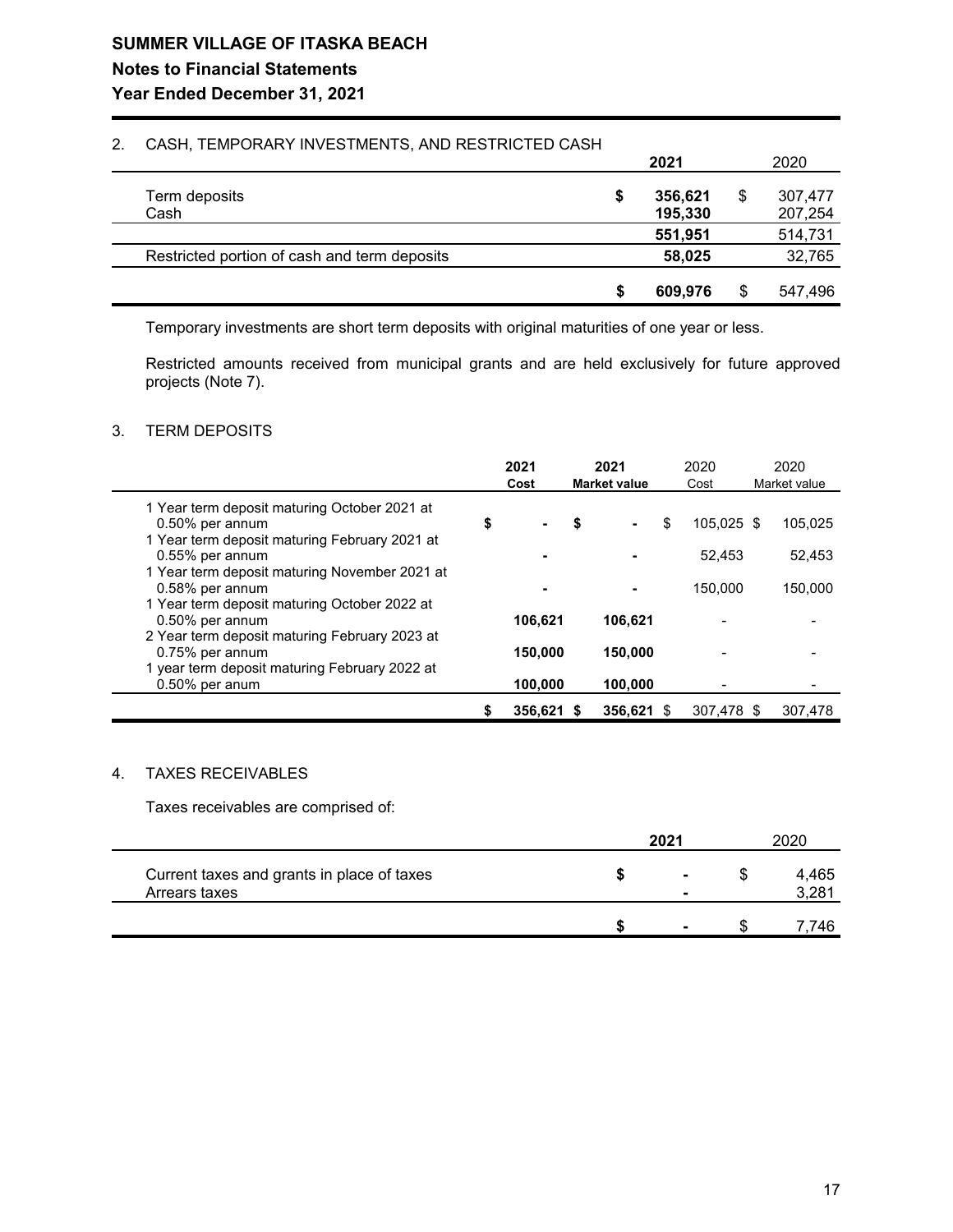**SUMMER VILLAGE OF ITASKA BEACH**

**Notes to Financial Statements**

**Year Ended December 31, 2021**

2. CASH, TEMPORARY INVESTMENTS, AND RESTRICTED CASH

| | 2021 | 2020 |
|---|---|---|
| Term deposits | $ **356,621** | $ 307,477 |
| Cash | **195,330** | 207,254 |
| | **551,951** | 514,731 |
| Restricted portion of cash and term deposits | **58,025** | 32,765 |
| | $ **609,976** | $ 547,496 |

Temporary investments are short term deposits with original maturities of one year or less.

Restricted amounts received from municipal grants and are held exclusively for future approved projects (Note 7).

3. TERM DEPOSITS

| | 2021 Cost | 2021 Market value | 2020 Cost | 2020 Market value |
|---|---|---|---|---|
| 1 Year term deposit maturing October 2021 at 0.50% per annum | $ - | $ - | $ 105,025 | $ 105,025 |
| 1 Year term deposit maturing February 2021 at 0.55% per annum | - | - | 52,453 | 52,453 |
| 1 Year term deposit maturing November 2021 at 0.58% per annum | - | - | 150,000 | 150,000 |
| 1 Year term deposit maturing October 2022 at 0.50% per annum | **106,621** | **106,621** | - | - |
| 2 Year term deposit maturing February 2023 at 0.75% per annum | **150,000** | **150,000** | - | - |
| 1 year term deposit maturing February 2022 at 0.50% per anum | **100,000** | **100,000** | - | - |
| | $ **356,621** | $ **356,621** | $ 307,478 | $ 307,478 |

4. TAXES RECEIVABLES

Taxes receivables are comprised of:

| | 2021 | 2020 |
|---|---|---|
| Current taxes and grants in place of taxes | $ - | $ 4,465 |
| Arrears taxes | - | 3,281 |
| | $ - | $ 7,746 |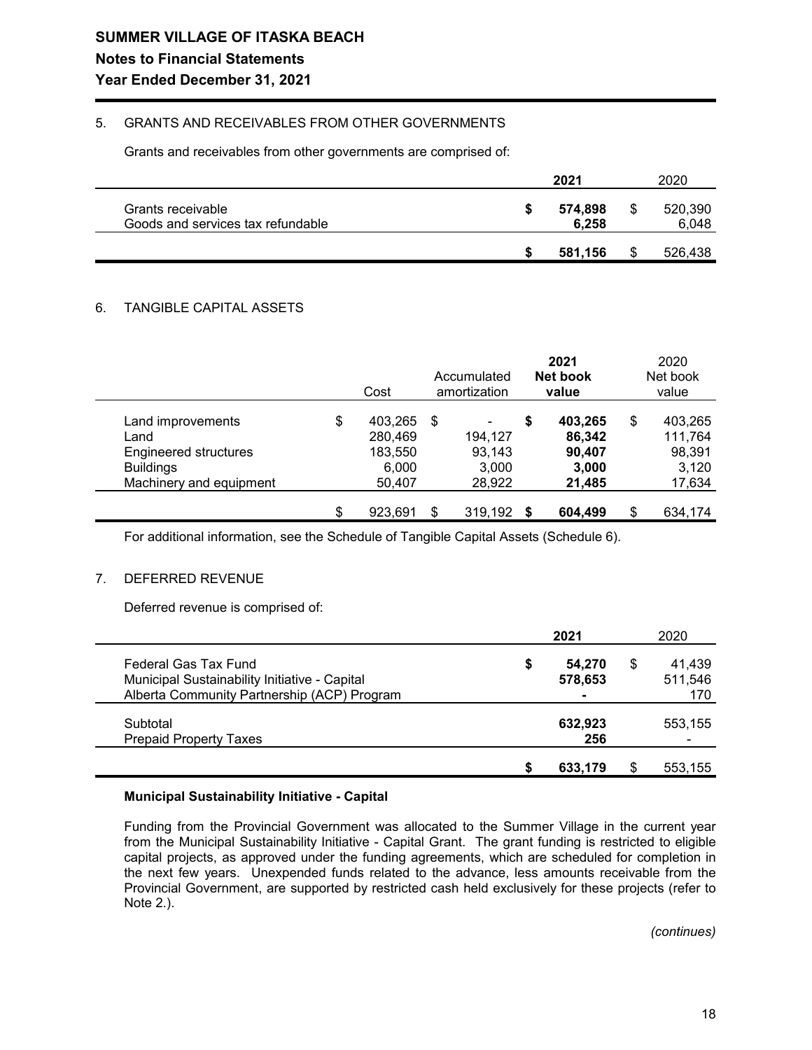# SUMMER VILLAGE OF ITASKA BEACH

## Notes to Financial Statements

## Year Ended December 31, 2021

### 5. GRANTS AND RECEIVABLES FROM OTHER GOVERNMENTS

Grants and receivables from other governments are comprised of:

| | 2021 | 2020 |
|---|---|---|
| Grants receivable | $ 574,898 | $ 520,390 |
| Goods and services tax refundable | 6,258 | 6,048 |
| | $ 581,156 | $ 526,438 |

### 6. TANGIBLE CAPITAL ASSETS

| | Cost | Accumulated amortization | 2021 Net book value | 2020 Net book value |
|---|---|---|---|---|
| Land improvements | $ 403,265 | $ - | $ 403,265 | $ 403,265 |
| Land | 280,469 | 194,127 | 86,342 | 111,764 |
| Engineered structures | 183,550 | 93,143 | 90,407 | 98,391 |
| Buildings | 6,000 | 3,000 | 3,000 | 3,120 |
| Machinery and equipment | 50,407 | 28,922 | 21,485 | 17,634 |
| | $ 923,691 | $ 319,192 | $ 604,499 | $ 634,174 |

For additional information, see the Schedule of Tangible Capital Assets (Schedule 6).

### 7. DEFERRED REVENUE

Deferred revenue is comprised of:

| | 2021 | 2020 |
|---|---|---|
| Federal Gas Tax Fund | $ 54,270 | $ 41,439 |
| Municipal Sustainability Initiative - Capital | 578,653 | 511,546 |
| Alberta Community Partnership (ACP) Program | - | 170 |
| Subtotal | 632,923 | 553,155 |
| Prepaid Property Taxes | 256 | - |
| | $ 633,179 | $ 553,155 |

**Municipal Sustainability Initiative - Capital**

Funding from the Provincial Government was allocated to the Summer Village in the current year from the Municipal Sustainability Initiative - Capital Grant. The grant funding is restricted to eligible capital projects, as approved under the funding agreements, which are scheduled for completion in the next few years. Unexpended funds related to the advance, less amounts receivable from the Provincial Government, are supported by restricted cash held exclusively for these projects (refer to Note 2.).

*(continues)*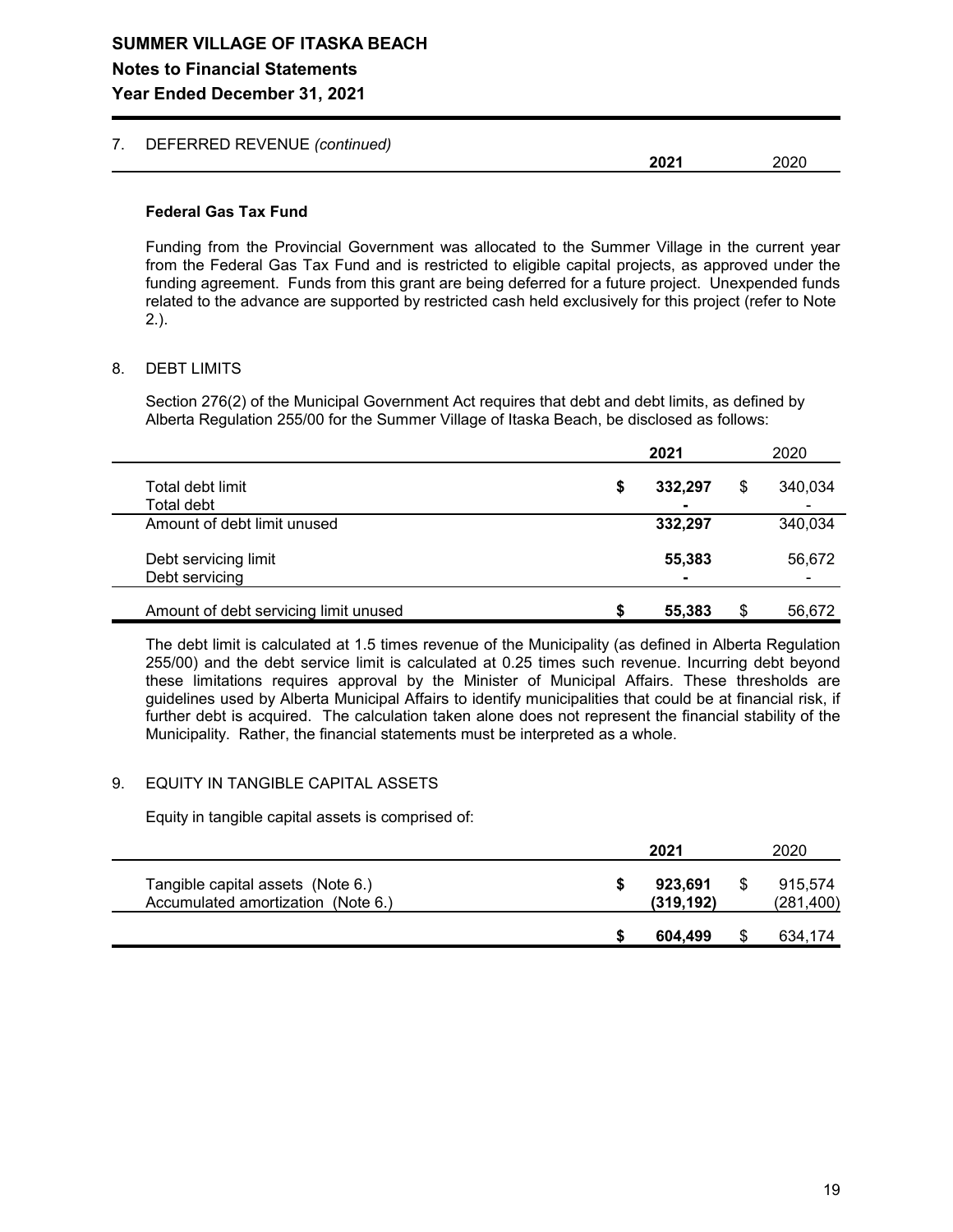7. DEFERRED REVENUE *(continued)*

| | **2021** | 2020 |
|---|---|---|

**Federal Gas Tax Fund**

Funding from the Provincial Government was allocated to the Summer Village in the current year from the Federal Gas Tax Fund and is restricted to eligible capital projects, as approved under the funding agreement. Funds from this grant are being deferred for a future project. Unexpended funds related to the advance are supported by restricted cash held exclusively for this project (refer to Note 2.).

8. DEBT LIMITS

Section 276(2) of the Municipal Government Act requires that debt and debt limits, as defined by Alberta Regulation 255/00 for the Summer Village of Itaska Beach, be disclosed as follows:

| | **2021** | 2020 |
|---|---|---|
| Total debt limit | **$ 332,297** | $ 340,034 |
| Total debt | **-** | - |
| Amount of debt limit unused | **332,297** | 340,034 |
| Debt servicing limit | **55,383** | 56,672 |
| Debt servicing | **-** | - |
| Amount of debt servicing limit unused | **$ 55,383** | $ 56,672 |

The debt limit is calculated at 1.5 times revenue of the Municipality (as defined in Alberta Regulation 255/00) and the debt service limit is calculated at 0.25 times such revenue. Incurring debt beyond these limitations requires approval by the Minister of Municipal Affairs. These thresholds are guidelines used by Alberta Municipal Affairs to identify municipalities that could be at financial risk, if further debt is acquired. The calculation taken alone does not represent the financial stability of the Municipality. Rather, the financial statements must be interpreted as a whole.

9. EQUITY IN TANGIBLE CAPITAL ASSETS

Equity in tangible capital assets is comprised of:

| | **2021** | 2020 |
|---|---|---|
| Tangible capital assets (Note 6.) | **$ 923,691** | $ 915,574 |
| Accumulated amortization (Note 6.) | **(319,192)** | (281,400) |
| | **$ 604,499** | $ 634,174 |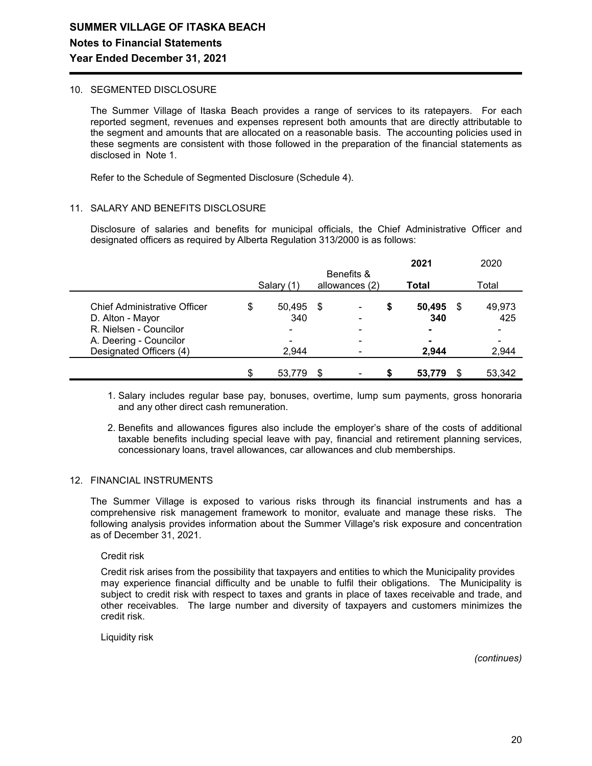## 10. SEGMENTED DISCLOSURE

The Summer Village of Itaska Beach provides a range of services to its ratepayers. For each reported segment, revenues and expenses represent both amounts that are directly attributable to the segment and amounts that are allocated on a reasonable basis. The accounting policies used in these segments are consistent with those followed in the preparation of the financial statements as disclosed in Note 1.

Refer to the Schedule of Segmented Disclosure (Schedule 4).

## 11. SALARY AND BENEFITS DISCLOSURE

Disclosure of salaries and benefits for municipal officials, the Chief Administrative Officer and designated officers as required by Alberta Regulation 313/2000 is as follows:

| | Salary (1) | Benefits & allowances (2) | **2021 Total** | 2020 Total |
|---|---|---|---|---|
| Chief Administrative Officer | $ 50,495 | $ - | **$ 50,495** | $ 49,973 |
| D. Alton - Mayor | 340 | - | **340** | 425 |
| R. Nielsen - Councilor | - | - | **-** | - |
| A. Deering - Councilor | - | - | **-** | - |
| Designated Officers (4) | 2,944 | - | **2,944** | 2,944 |
| | $ 53,779 | $ - | **$ 53,779** | $ 53,342 |

1. Salary includes regular base pay, bonuses, overtime, lump sum payments, gross honoraria and any other direct cash remuneration.
2. Benefits and allowances figures also include the employer's share of the costs of additional taxable benefits including special leave with pay, financial and retirement planning services, concessionary loans, travel allowances, car allowances and club memberships.

## 12. FINANCIAL INSTRUMENTS

The Summer Village is exposed to various risks through its financial instruments and has a comprehensive risk management framework to monitor, evaluate and manage these risks. The following analysis provides information about the Summer Village's risk exposure and concentration as of December 31, 2021.

Credit risk

Credit risk arises from the possibility that taxpayers and entities to which the Municipality provides may experience financial difficulty and be unable to fulfil their obligations. The Municipality is subject to credit risk with respect to taxes and grants in place of taxes receivable and trade, and other receivables. The large number and diversity of taxpayers and customers minimizes the credit risk.

Liquidity risk

*(continues)*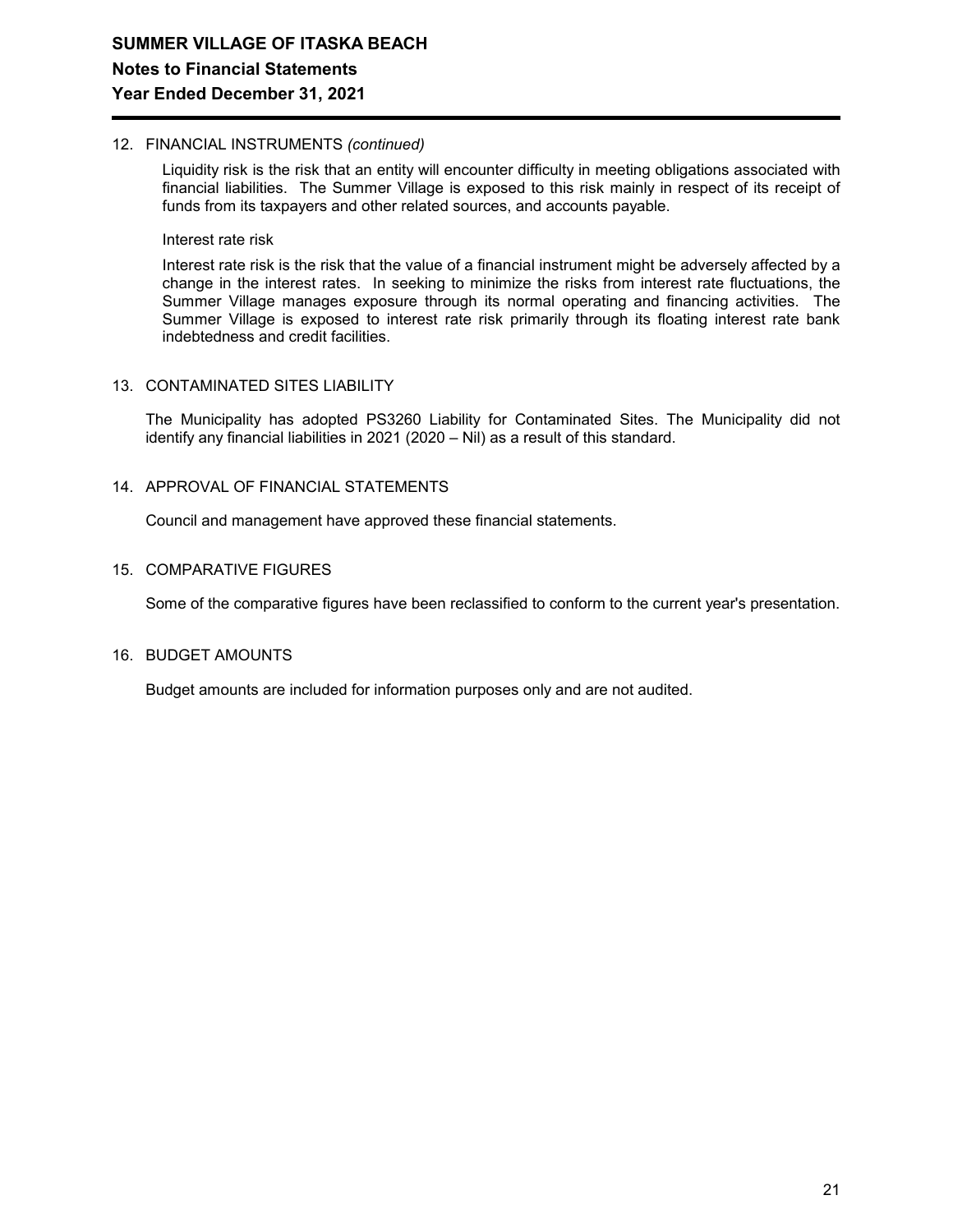## 12. FINANCIAL INSTRUMENTS *(continued)*

Liquidity risk is the risk that an entity will encounter difficulty in meeting obligations associated with financial liabilities. The Summer Village is exposed to this risk mainly in respect of its receipt of funds from its taxpayers and other related sources, and accounts payable.

Interest rate risk

Interest rate risk is the risk that the value of a financial instrument might be adversely affected by a change in the interest rates. In seeking to minimize the risks from interest rate fluctuations, the Summer Village manages exposure through its normal operating and financing activities. The Summer Village is exposed to interest rate risk primarily through its floating interest rate bank indebtedness and credit facilities.

## 13. CONTAMINATED SITES LIABILITY

The Municipality has adopted PS3260 Liability for Contaminated Sites. The Municipality did not identify any financial liabilities in 2021 (2020 – Nil) as a result of this standard.

## 14. APPROVAL OF FINANCIAL STATEMENTS

Council and management have approved these financial statements.

## 15. COMPARATIVE FIGURES

Some of the comparative figures have been reclassified to conform to the current year's presentation.

## 16. BUDGET AMOUNTS

Budget amounts are included for information purposes only and are not audited.